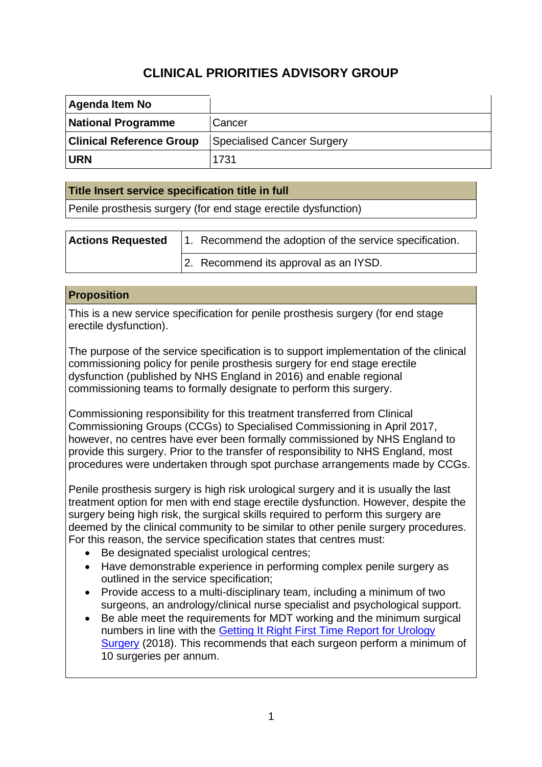# CLINICAL PRIORITIES ADVISORY GROUP

| **Agenda Item No** | |
|---|---|
| **National Programme** | Cancer |
| **Clinical Reference Group** | Specialised Cancer Surgery |
| **URN** | 1731 |

| **Title Insert service specification title in full** |
|---|
| Penile prosthesis surgery (for end stage erectile dysfunction) |

| **Actions Requested** | 1. Recommend the adoption of the service specification. |
|---|---|
| | 2. Recommend its approval as an IYSD. |

| **Proposition** |
|---|
| This is a new service specification for penile prosthesis surgery (for end stage erectile dysfunction).<br><br>The purpose of the service specification is to support implementation of the clinical commissioning policy for penile prosthesis surgery for end stage erectile dysfunction (published by NHS England in 2016) and enable regional commissioning teams to formally designate to perform this surgery.<br><br>Commissioning responsibility for this treatment transferred from Clinical Commissioning Groups (CCGs) to Specialised Commissioning in April 2017, however, no centres have ever been formally commissioned by NHS England to provide this surgery. Prior to the transfer of responsibility to NHS England, most procedures were undertaken through spot purchase arrangements made by CCGs.<br><br>Penile prosthesis surgery is high risk urological surgery and it is usually the last treatment option for men with end stage erectile dysfunction. However, despite the surgery being high risk, the surgical skills required to perform this surgery are deemed by the clinical community to be similar to other penile surgery procedures. For this reason, the service specification states that centres must:<br>• Be designated specialist urological centres;<br>• Have demonstrable experience in performing complex penile surgery as outlined in the service specification;<br>• Provide access to a multi-disciplinary team, including a minimum of two surgeons, an andrology/clinical nurse specialist and psychological support.<br>• Be able meet the requirements for MDT working and the minimum surgical numbers in line with the Getting It Right First Time Report for Urology Surgery (2018). This recommends that each surgeon perform a minimum of 10 surgeries per annum. |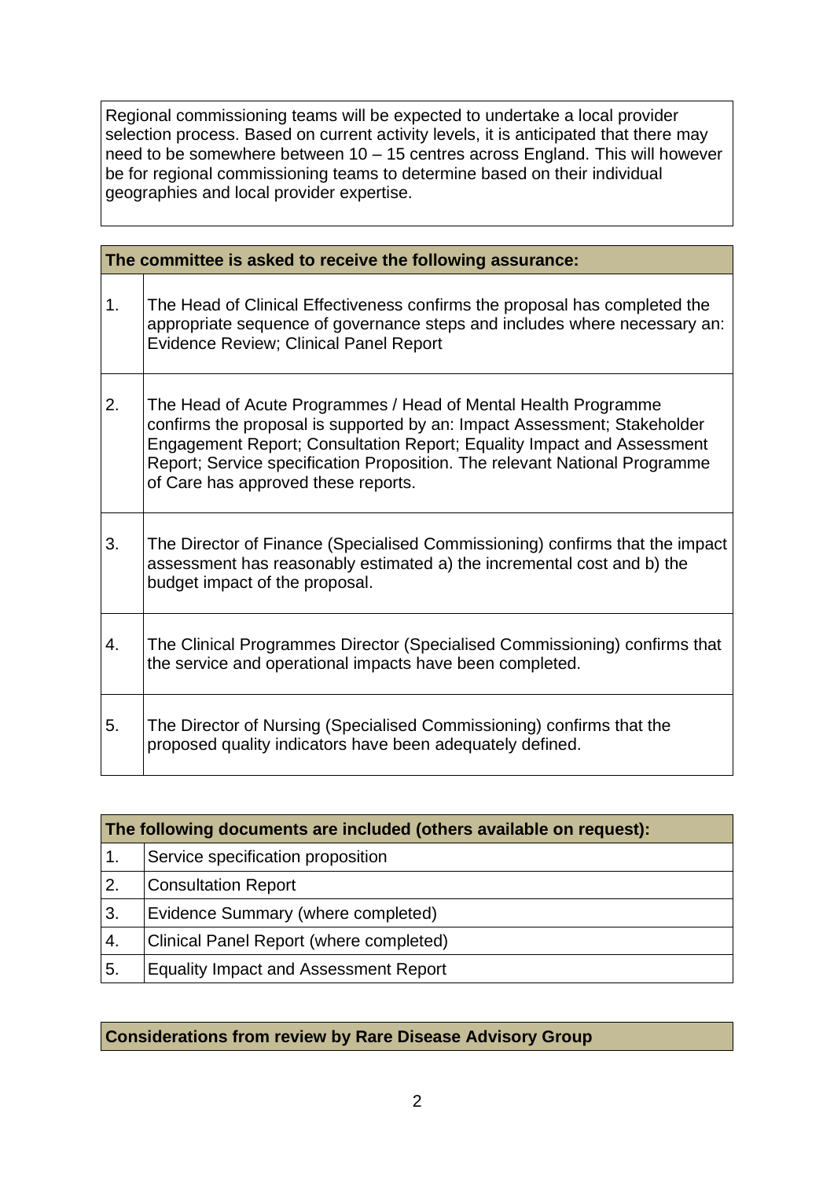| Regional commissioning teams will be expected to undertake a local provider selection process. Based on current activity levels, it is anticipated that there may need to be somewhere between 10 – 15 centres across England. This will however be for regional commissioning teams to determine based on their individual geographies and local provider expertise. |
|---|

| **The committee is asked to receive the following assurance:** | |
|---|---|
| 1. | The Head of Clinical Effectiveness confirms the proposal has completed the appropriate sequence of governance steps and includes where necessary an: Evidence Review; Clinical Panel Report |
| 2. | The Head of Acute Programmes / Head of Mental Health Programme confirms the proposal is supported by an: Impact Assessment; Stakeholder Engagement Report; Consultation Report; Equality Impact and Assessment Report; Service specification Proposition. The relevant National Programme of Care has approved these reports. |
| 3. | The Director of Finance (Specialised Commissioning) confirms that the impact assessment has reasonably estimated a) the incremental cost and b) the budget impact of the proposal. |
| 4. | The Clinical Programmes Director (Specialised Commissioning) confirms that the service and operational impacts have been completed. |
| 5. | The Director of Nursing (Specialised Commissioning) confirms that the proposed quality indicators have been adequately defined. |

| **The following documents are included (others available on request):** | |
|---|---|
| 1. | Service specification proposition |
| 2. | Consultation Report |
| 3. | Evidence Summary (where completed) |
| 4. | Clinical Panel Report (where completed) |
| 5. | Equality Impact and Assessment Report |

| **Considerations from review by Rare Disease Advisory Group** |
|---|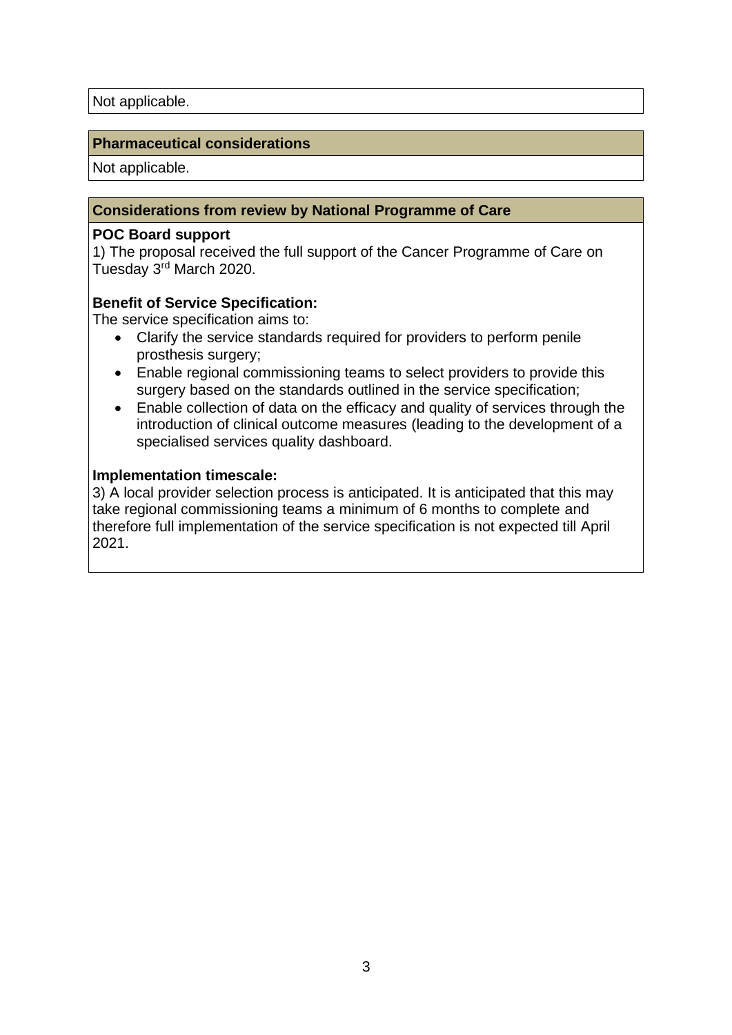Not applicable.

## Pharmaceutical considerations

Not applicable.

## Considerations from review by National Programme of Care

**POC Board support**

1) The proposal received the full support of the Cancer Programme of Care on Tuesday 3rd March 2020.

**Benefit of Service Specification:**

The service specification aims to:

- Clarify the service standards required for providers to perform penile prosthesis surgery;
- Enable regional commissioning teams to select providers to provide this surgery based on the standards outlined in the service specification;
- Enable collection of data on the efficacy and quality of services through the introduction of clinical outcome measures (leading to the development of a specialised services quality dashboard.

**Implementation timescale:**

3) A local provider selection process is anticipated. It is anticipated that this may take regional commissioning teams a minimum of 6 months to complete and therefore full implementation of the service specification is not expected till April 2021.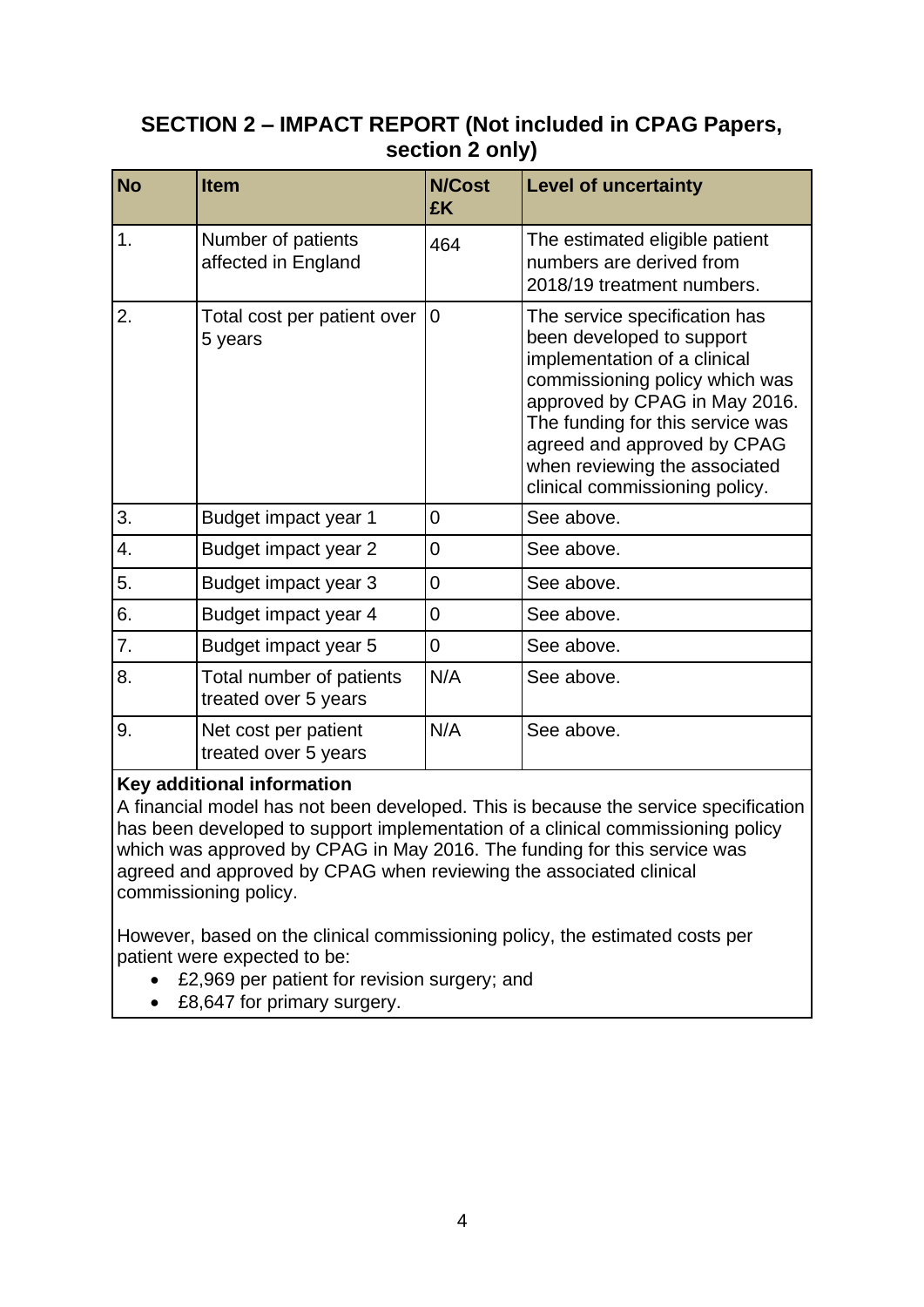## SECTION 2 – IMPACT REPORT (Not included in CPAG Papers, section 2 only)

| No | Item | N/Cost £K | Level of uncertainty |
|---|---|---|---|
| 1. | Number of patients affected in England | 464 | The estimated eligible patient numbers are derived from 2018/19 treatment numbers. |
| 2. | Total cost per patient over 5 years | 0 | The service specification has been developed to support implementation of a clinical commissioning policy which was approved by CPAG in May 2016. The funding for this service was agreed and approved by CPAG when reviewing the associated clinical commissioning policy. |
| 3. | Budget impact year 1 | 0 | See above. |
| 4. | Budget impact year 2 | 0 | See above. |
| 5. | Budget impact year 3 | 0 | See above. |
| 6. | Budget impact year 4 | 0 | See above. |
| 7. | Budget impact year 5 | 0 | See above. |
| 8. | Total number of patients treated over 5 years | N/A | See above. |
| 9. | Net cost per patient treated over 5 years | N/A | See above. |

**Key additional information**

A financial model has not been developed. This is because the service specification has been developed to support implementation of a clinical commissioning policy which was approved by CPAG in May 2016. The funding for this service was agreed and approved by CPAG when reviewing the associated clinical commissioning policy.

However, based on the clinical commissioning policy, the estimated costs per patient were expected to be:

- £2,969 per patient for revision surgery; and
- £8,647 for primary surgery.